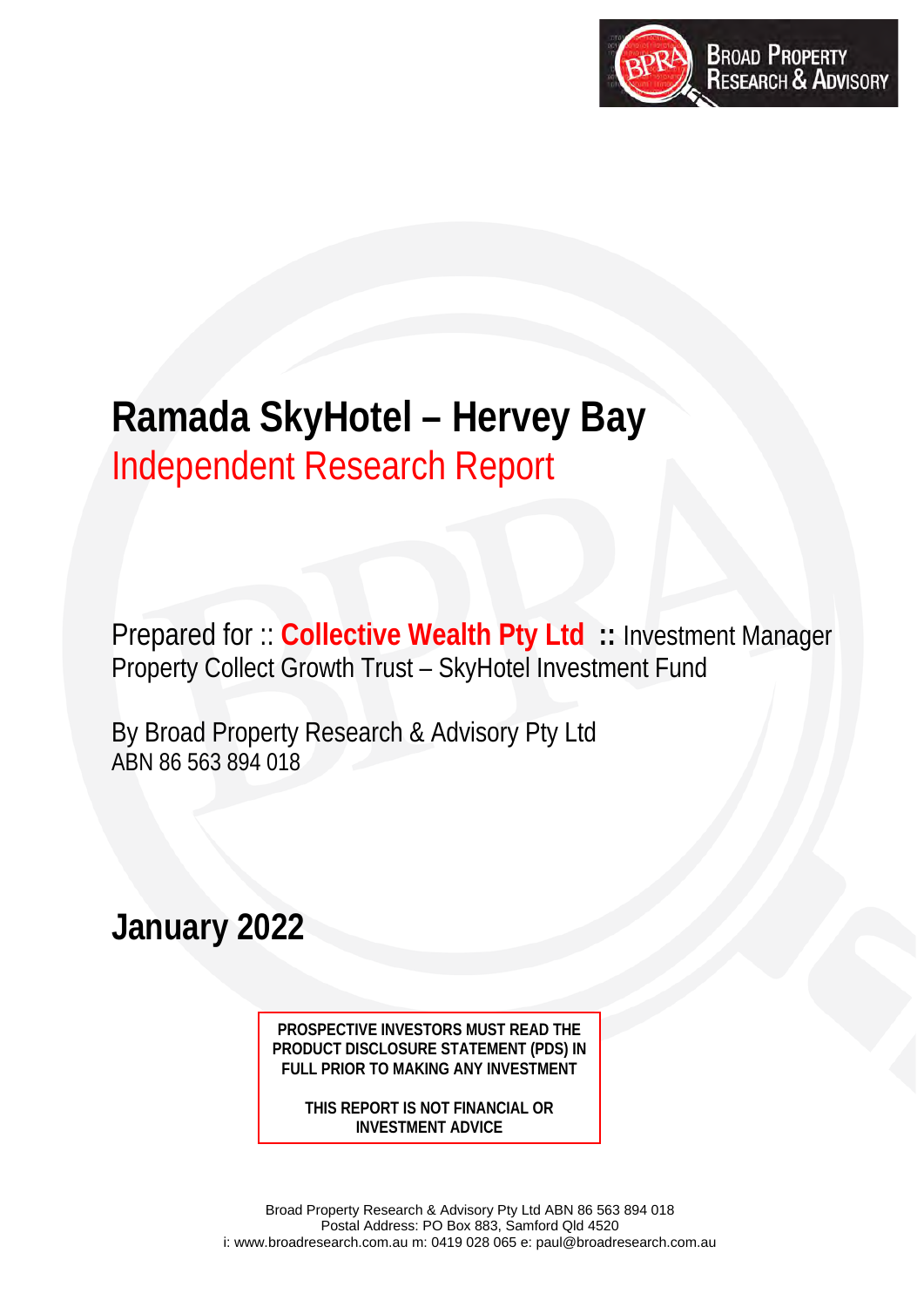# Ramada SkyHotel – Hervey Bay

## Independent Research Report

Prepared for :: **Collective Wealth Pty Ltd** **::** Investment Manager
Property Collect Growth Trust – SkyHotel Investment Fund

By Broad Property Research & Advisory Pty Ltd
ABN 86 563 894 018

## January 2022

**PROSPECTIVE INVESTORS MUST READ THE PRODUCT DISCLOSURE STATEMENT (PDS) IN FULL PRIOR TO MAKING ANY INVESTMENT**

**THIS REPORT IS NOT FINANCIAL OR INVESTMENT ADVICE**

Broad Property Research & Advisory Pty Ltd ABN 86 563 894 018
Postal Address: PO Box 883, Samford Qld 4520
i: www.broadresearch.com.au m: 0419 028 065 e: paul@broadresearch.com.au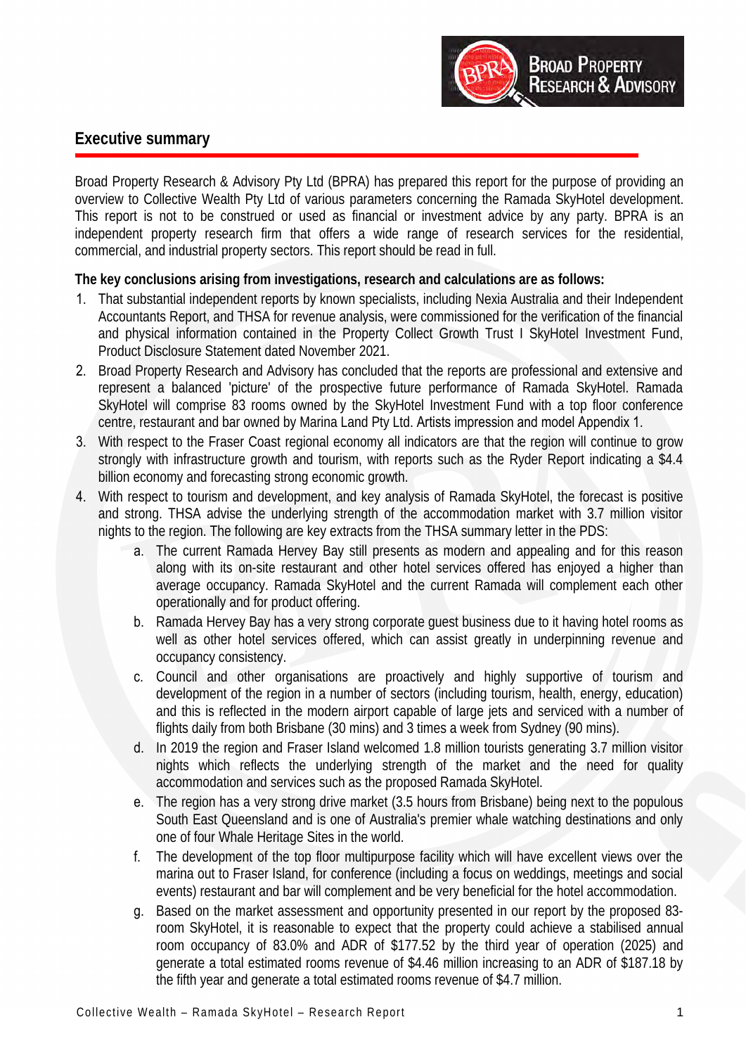## Executive summary

Broad Property Research & Advisory Pty Ltd (BPRA) has prepared this report for the purpose of providing an overview to Collective Wealth Pty Ltd of various parameters concerning the Ramada SkyHotel development. This report is not to be construed or used as financial or investment advice by any party. BPRA is an independent property research firm that offers a wide range of research services for the residential, commercial, and industrial property sectors. This report should be read in full.

**The key conclusions arising from investigations, research and calculations are as follows:**

1. That substantial independent reports by known specialists, including Nexia Australia and their Independent Accountants Report, and THSA for revenue analysis, were commissioned for the verification of the financial and physical information contained in the Property Collect Growth Trust I SkyHotel Investment Fund, Product Disclosure Statement dated November 2021.
2. Broad Property Research and Advisory has concluded that the reports are professional and extensive and represent a balanced 'picture' of the prospective future performance of Ramada SkyHotel. Ramada SkyHotel will comprise 83 rooms owned by the SkyHotel Investment Fund with a top floor conference centre, restaurant and bar owned by Marina Land Pty Ltd. Artists impression and model Appendix 1.
3. With respect to the Fraser Coast regional economy all indicators are that the region will continue to grow strongly with infrastructure growth and tourism, with reports such as the Ryder Report indicating a $4.4 billion economy and forecasting strong economic growth.
4. With respect to tourism and development, and key analysis of Ramada SkyHotel, the forecast is positive and strong. THSA advise the underlying strength of the accommodation market with 3.7 million visitor nights to the region. The following are key extracts from the THSA summary letter in the PDS:
   a. The current Ramada Hervey Bay still presents as modern and appealing and for this reason along with its on-site restaurant and other hotel services offered has enjoyed a higher than average occupancy. Ramada SkyHotel and the current Ramada will complement each other operationally and for product offering.
   b. Ramada Hervey Bay has a very strong corporate guest business due to it having hotel rooms as well as other hotel services offered, which can assist greatly in underpinning revenue and occupancy consistency.
   c. Council and other organisations are proactively and highly supportive of tourism and development of the region in a number of sectors (including tourism, health, energy, education) and this is reflected in the modern airport capable of large jets and serviced with a number of flights daily from both Brisbane (30 mins) and 3 times a week from Sydney (90 mins).
   d. In 2019 the region and Fraser Island welcomed 1.8 million tourists generating 3.7 million visitor nights which reflects the underlying strength of the market and the need for quality accommodation and services such as the proposed Ramada SkyHotel.
   e. The region has a very strong drive market (3.5 hours from Brisbane) being next to the populous South East Queensland and is one of Australia's premier whale watching destinations and only one of four Whale Heritage Sites in the world.
   f. The development of the top floor multipurpose facility which will have excellent views over the marina out to Fraser Island, for conference (including a focus on weddings, meetings and social events) restaurant and bar will complement and be very beneficial for the hotel accommodation.
   g. Based on the market assessment and opportunity presented in our report by the proposed 83-room SkyHotel, it is reasonable to expect that the property could achieve a stabilised annual room occupancy of 83.0% and ADR of $177.52 by the third year of operation (2025) and generate a total estimated rooms revenue of $4.46 million increasing to an ADR of $187.18 by the fifth year and generate a total estimated rooms revenue of $4.7 million.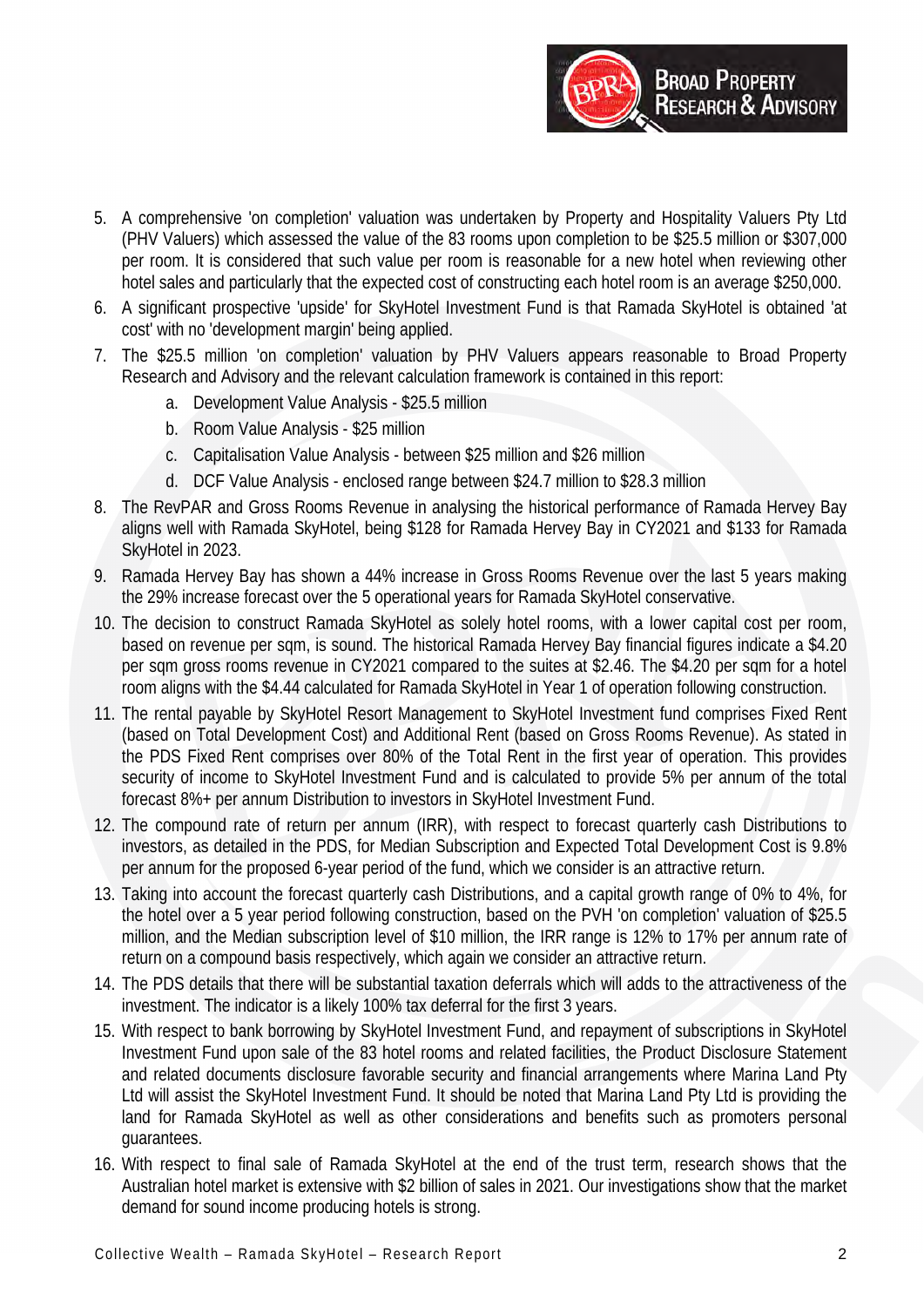5. A comprehensive 'on completion' valuation was undertaken by Property and Hospitality Valuers Pty Ltd (PHV Valuers) which assessed the value of the 83 rooms upon completion to be $25.5 million or $307,000 per room. It is considered that such value per room is reasonable for a new hotel when reviewing other hotel sales and particularly that the expected cost of constructing each hotel room is an average $250,000.
6. A significant prospective 'upside' for SkyHotel Investment Fund is that Ramada SkyHotel is obtained 'at cost' with no 'development margin' being applied.
7. The $25.5 million 'on completion' valuation by PHV Valuers appears reasonable to Broad Property Research and Advisory and the relevant calculation framework is contained in this report:
   a. Development Value Analysis - $25.5 million
   b. Room Value Analysis - $25 million
   c. Capitalisation Value Analysis - between $25 million and $26 million
   d. DCF Value Analysis - enclosed range between $24.7 million to $28.3 million
8. The RevPAR and Gross Rooms Revenue in analysing the historical performance of Ramada Hervey Bay aligns well with Ramada SkyHotel, being $128 for Ramada Hervey Bay in CY2021 and $133 for Ramada SkyHotel in 2023.
9. Ramada Hervey Bay has shown a 44% increase in Gross Rooms Revenue over the last 5 years making the 29% increase forecast over the 5 operational years for Ramada SkyHotel conservative.
10. The decision to construct Ramada SkyHotel as solely hotel rooms, with a lower capital cost per room, based on revenue per sqm, is sound. The historical Ramada Hervey Bay financial figures indicate a $4.20 per sqm gross rooms revenue in CY2021 compared to the suites at $2.46. The $4.20 per sqm for a hotel room aligns with the $4.44 calculated for Ramada SkyHotel in Year 1 of operation following construction.
11. The rental payable by SkyHotel Resort Management to SkyHotel Investment fund comprises Fixed Rent (based on Total Development Cost) and Additional Rent (based on Gross Rooms Revenue). As stated in the PDS Fixed Rent comprises over 80% of the Total Rent in the first year of operation. This provides security of income to SkyHotel Investment Fund and is calculated to provide 5% per annum of the total forecast 8%+ per annum Distribution to investors in SkyHotel Investment Fund.
12. The compound rate of return per annum (IRR), with respect to forecast quarterly cash Distributions to investors, as detailed in the PDS, for Median Subscription and Expected Total Development Cost is 9.8% per annum for the proposed 6-year period of the fund, which we consider is an attractive return.
13. Taking into account the forecast quarterly cash Distributions, and a capital growth range of 0% to 4%, for the hotel over a 5 year period following construction, based on the PVH 'on completion' valuation of $25.5 million, and the Median subscription level of $10 million, the IRR range is 12% to 17% per annum rate of return on a compound basis respectively, which again we consider an attractive return.
14. The PDS details that there will be substantial taxation deferrals which will adds to the attractiveness of the investment. The indicator is a likely 100% tax deferral for the first 3 years.
15. With respect to bank borrowing by SkyHotel Investment Fund, and repayment of subscriptions in SkyHotel Investment Fund upon sale of the 83 hotel rooms and related facilities, the Product Disclosure Statement and related documents disclosure favorable security and financial arrangements where Marina Land Pty Ltd will assist the SkyHotel Investment Fund. It should be noted that Marina Land Pty Ltd is providing the land for Ramada SkyHotel as well as other considerations and benefits such as promoters personal guarantees.
16. With respect to final sale of Ramada SkyHotel at the end of the trust term, research shows that the Australian hotel market is extensive with $2 billion of sales in 2021. Our investigations show that the market demand for sound income producing hotels is strong.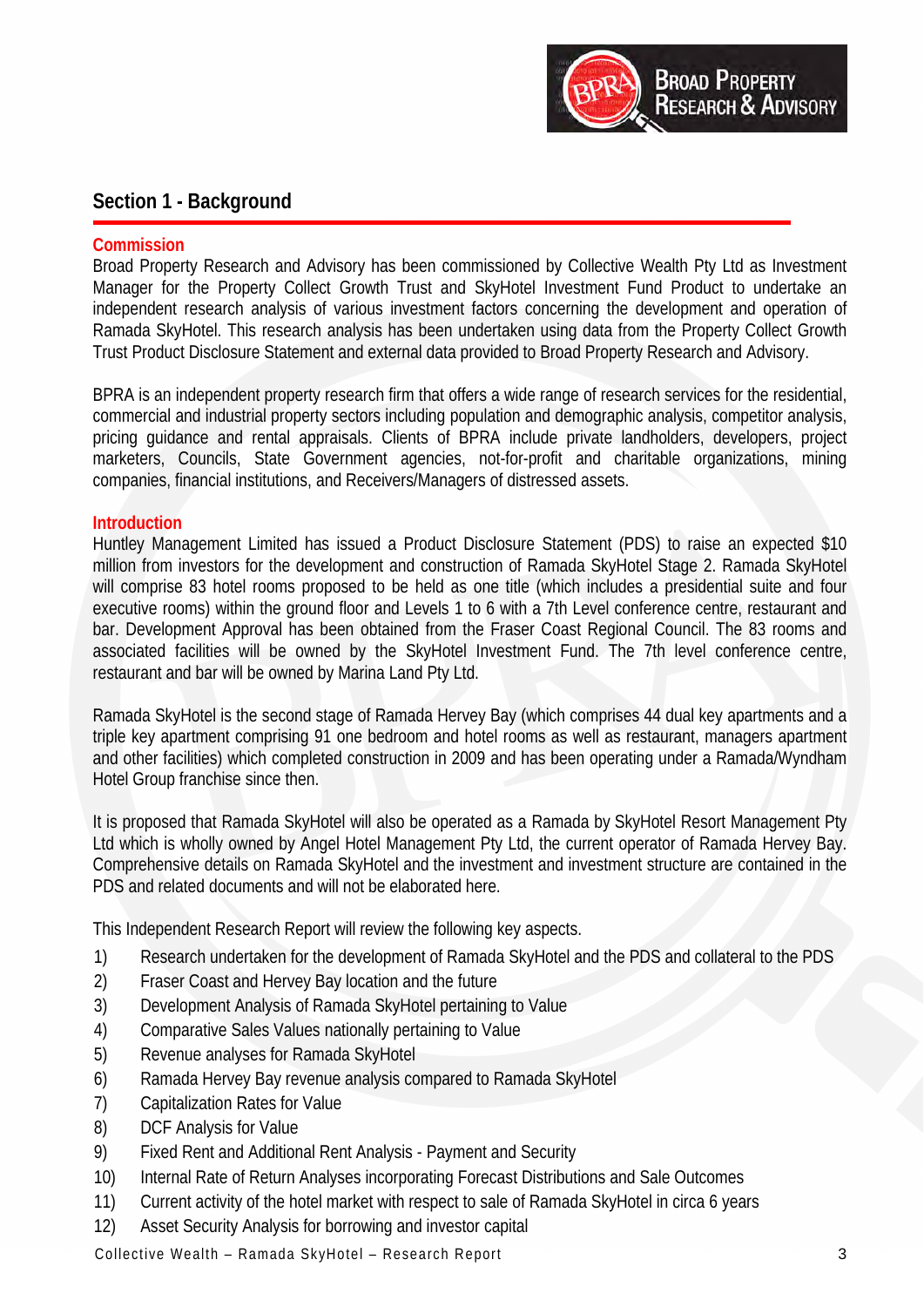## Section 1 - Background

### Commission

Broad Property Research and Advisory has been commissioned by Collective Wealth Pty Ltd as Investment Manager for the Property Collect Growth Trust and SkyHotel Investment Fund Product to undertake an independent research analysis of various investment factors concerning the development and operation of Ramada SkyHotel. This research analysis has been undertaken using data from the Property Collect Growth Trust Product Disclosure Statement and external data provided to Broad Property Research and Advisory.

BPRA is an independent property research firm that offers a wide range of research services for the residential, commercial and industrial property sectors including population and demographic analysis, competitor analysis, pricing guidance and rental appraisals. Clients of BPRA include private landholders, developers, project marketers, Councils, State Government agencies, not-for-profit and charitable organizations, mining companies, financial institutions, and Receivers/Managers of distressed assets.

### Introduction

Huntley Management Limited has issued a Product Disclosure Statement (PDS) to raise an expected $10 million from investors for the development and construction of Ramada SkyHotel Stage 2. Ramada SkyHotel will comprise 83 hotel rooms proposed to be held as one title (which includes a presidential suite and four executive rooms) within the ground floor and Levels 1 to 6 with a 7th Level conference centre, restaurant and bar. Development Approval has been obtained from the Fraser Coast Regional Council. The 83 rooms and associated facilities will be owned by the SkyHotel Investment Fund. The 7th level conference centre, restaurant and bar will be owned by Marina Land Pty Ltd.

Ramada SkyHotel is the second stage of Ramada Hervey Bay (which comprises 44 dual key apartments and a triple key apartment comprising 91 one bedroom and hotel rooms as well as restaurant, managers apartment and other facilities) which completed construction in 2009 and has been operating under a Ramada/Wyndham Hotel Group franchise since then.

It is proposed that Ramada SkyHotel will also be operated as a Ramada by SkyHotel Resort Management Pty Ltd which is wholly owned by Angel Hotel Management Pty Ltd, the current operator of Ramada Hervey Bay. Comprehensive details on Ramada SkyHotel and the investment and investment structure are contained in the PDS and related documents and will not be elaborated here.

This Independent Research Report will review the following key aspects.

1) Research undertaken for the development of Ramada SkyHotel and the PDS and collateral to the PDS
2) Fraser Coast and Hervey Bay location and the future
3) Development Analysis of Ramada SkyHotel pertaining to Value
4) Comparative Sales Values nationally pertaining to Value
5) Revenue analyses for Ramada SkyHotel
6) Ramada Hervey Bay revenue analysis compared to Ramada SkyHotel
7) Capitalization Rates for Value
8) DCF Analysis for Value
9) Fixed Rent and Additional Rent Analysis - Payment and Security
10) Internal Rate of Return Analyses incorporating Forecast Distributions and Sale Outcomes
11) Current activity of the hotel market with respect to sale of Ramada SkyHotel in circa 6 years
12) Asset Security Analysis for borrowing and investor capital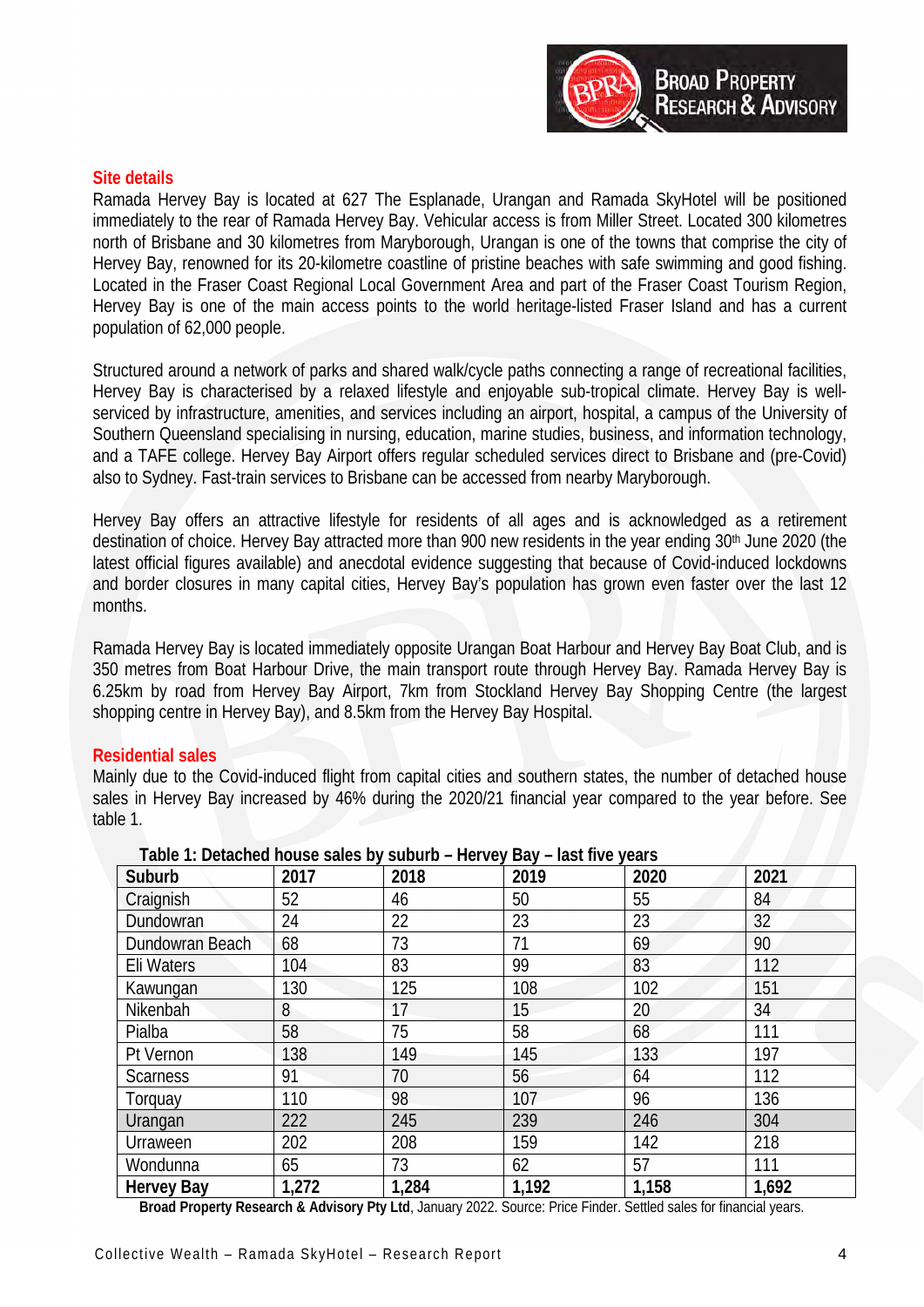## Site details

Ramada Hervey Bay is located at 627 The Esplanade, Urangan and Ramada SkyHotel will be positioned immediately to the rear of Ramada Hervey Bay. Vehicular access is from Miller Street. Located 300 kilometres north of Brisbane and 30 kilometres from Maryborough, Urangan is one of the towns that comprise the city of Hervey Bay, renowned for its 20-kilometre coastline of pristine beaches with safe swimming and good fishing. Located in the Fraser Coast Regional Local Government Area and part of the Fraser Coast Tourism Region, Hervey Bay is one of the main access points to the world heritage-listed Fraser Island and has a current population of 62,000 people.

Structured around a network of parks and shared walk/cycle paths connecting a range of recreational facilities, Hervey Bay is characterised by a relaxed lifestyle and enjoyable sub-tropical climate. Hervey Bay is well-serviced by infrastructure, amenities, and services including an airport, hospital, a campus of the University of Southern Queensland specialising in nursing, education, marine studies, business, and information technology, and a TAFE college. Hervey Bay Airport offers regular scheduled services direct to Brisbane and (pre-Covid) also to Sydney. Fast-train services to Brisbane can be accessed from nearby Maryborough.

Hervey Bay offers an attractive lifestyle for residents of all ages and is acknowledged as a retirement destination of choice. Hervey Bay attracted more than 900 new residents in the year ending 30th June 2020 (the latest official figures available) and anecdotal evidence suggesting that because of Covid-induced lockdowns and border closures in many capital cities, Hervey Bay's population has grown even faster over the last 12 months.

Ramada Hervey Bay is located immediately opposite Urangan Boat Harbour and Hervey Bay Boat Club, and is 350 metres from Boat Harbour Drive, the main transport route through Hervey Bay. Ramada Hervey Bay is 6.25km by road from Hervey Bay Airport, 7km from Stockland Hervey Bay Shopping Centre (the largest shopping centre in Hervey Bay), and 8.5km from the Hervey Bay Hospital.

## Residential sales

Mainly due to the Covid-induced flight from capital cities and southern states, the number of detached house sales in Hervey Bay increased by 46% during the 2020/21 financial year compared to the year before. See table 1.

**Table 1: Detached house sales by suburb – Hervey Bay – last five years**

| Suburb | 2017 | 2018 | 2019 | 2020 | 2021 |
|---|---|---|---|---|---|
| Craignish | 52 | 46 | 50 | 55 | 84 |
| Dundowran | 24 | 22 | 23 | 23 | 32 |
| Dundowran Beach | 68 | 73 | 71 | 69 | 90 |
| Eli Waters | 104 | 83 | 99 | 83 | 112 |
| Kawungan | 130 | 125 | 108 | 102 | 151 |
| Nikenbah | 8 | 17 | 15 | 20 | 34 |
| Pialba | 58 | 75 | 58 | 68 | 111 |
| Pt Vernon | 138 | 149 | 145 | 133 | 197 |
| Scarness | 91 | 70 | 56 | 64 | 112 |
| Torquay | 110 | 98 | 107 | 96 | 136 |
| Urangan | 222 | 245 | 239 | 246 | 304 |
| Urraween | 202 | 208 | 159 | 142 | 218 |
| Wondunna | 65 | 73 | 62 | 57 | 111 |
| **Hervey Bay** | **1,272** | **1,284** | **1,192** | **1,158** | **1,692** |

**Broad Property Research & Advisory Pty Ltd**, January 2022. Source: Price Finder. Settled sales for financial years.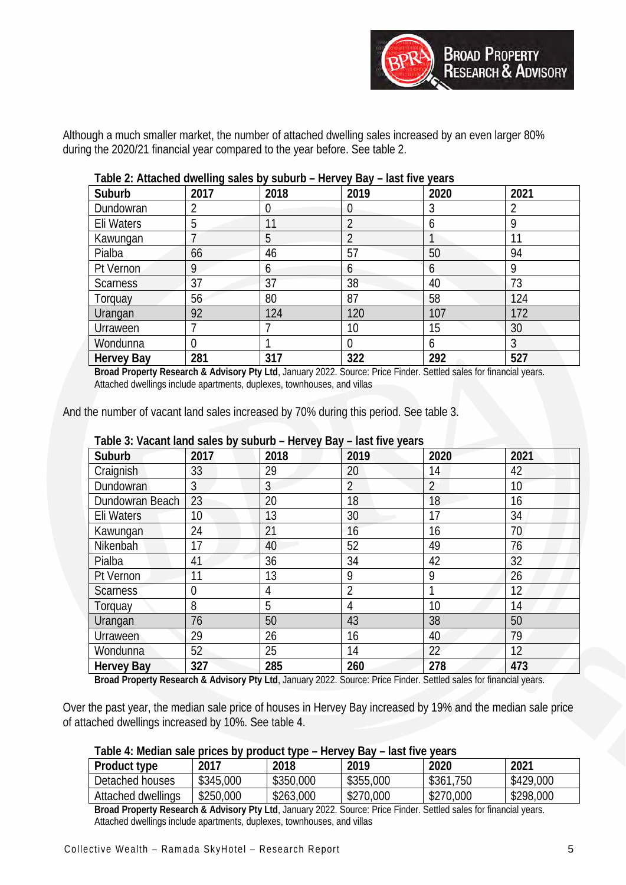Although a much smaller market, the number of attached dwelling sales increased by an even larger 80% during the 2020/21 financial year compared to the year before. See table 2.

**Table 2: Attached dwelling sales by suburb – Hervey Bay – last five years**

| Suburb | 2017 | 2018 | 2019 | 2020 | 2021 |
|---|---|---|---|---|---|
| Dundowran | 2 | 0 | 0 | 3 | 2 |
| Eli Waters | 5 | 11 | 2 | 6 | 9 |
| Kawungan | 7 | 5 | 2 | 1 | 11 |
| Pialba | 66 | 46 | 57 | 50 | 94 |
| Pt Vernon | 9 | 6 | 6 | 6 | 9 |
| Scarness | 37 | 37 | 38 | 40 | 73 |
| Torquay | 56 | 80 | 87 | 58 | 124 |
| Urangan | 92 | 124 | 120 | 107 | 172 |
| Urraween | 7 | 7 | 10 | 15 | 30 |
| Wondunna | 0 | 1 | 0 | 6 | 3 |
| **Hervey Bay** | **281** | **317** | **322** | **292** | **527** |

**Broad Property Research & Advisory Pty Ltd**, January 2022. Source: Price Finder. Settled sales for financial years. Attached dwellings include apartments, duplexes, townhouses, and villas

And the number of vacant land sales increased by 70% during this period. See table 3.

**Table 3: Vacant land sales by suburb – Hervey Bay – last five years**

| Suburb | 2017 | 2018 | 2019 | 2020 | 2021 |
|---|---|---|---|---|---|
| Craignish | 33 | 29 | 20 | 14 | 42 |
| Dundowran | 3 | 3 | 2 | 2 | 10 |
| Dundowran Beach | 23 | 20 | 18 | 18 | 16 |
| Eli Waters | 10 | 13 | 30 | 17 | 34 |
| Kawungan | 24 | 21 | 16 | 16 | 70 |
| Nikenbah | 17 | 40 | 52 | 49 | 76 |
| Pialba | 41 | 36 | 34 | 42 | 32 |
| Pt Vernon | 11 | 13 | 9 | 9 | 26 |
| Scarness | 0 | 4 | 2 | 1 | 12 |
| Torquay | 8 | 5 | 4 | 10 | 14 |
| Urangan | 76 | 50 | 43 | 38 | 50 |
| Urraween | 29 | 26 | 16 | 40 | 79 |
| Wondunna | 52 | 25 | 14 | 22 | 12 |
| **Hervey Bay** | **327** | **285** | **260** | **278** | **473** |

**Broad Property Research & Advisory Pty Ltd**, January 2022. Source: Price Finder. Settled sales for financial years.

Over the past year, the median sale price of houses in Hervey Bay increased by 19% and the median sale price of attached dwellings increased by 10%. See table 4.

**Table 4: Median sale prices by product type – Hervey Bay – last five years**

| Product type | 2017 | 2018 | 2019 | 2020 | 2021 |
|---|---|---|---|---|---|
| Detached houses | $345,000 | $350,000 | $355,000 | $361,750 | $429,000 |
| Attached dwellings | $250,000 | $263,000 | $270,000 | $270,000 | $298,000 |

**Broad Property Research & Advisory Pty Ltd**, January 2022. Source: Price Finder. Settled sales for financial years. Attached dwellings include apartments, duplexes, townhouses, and villas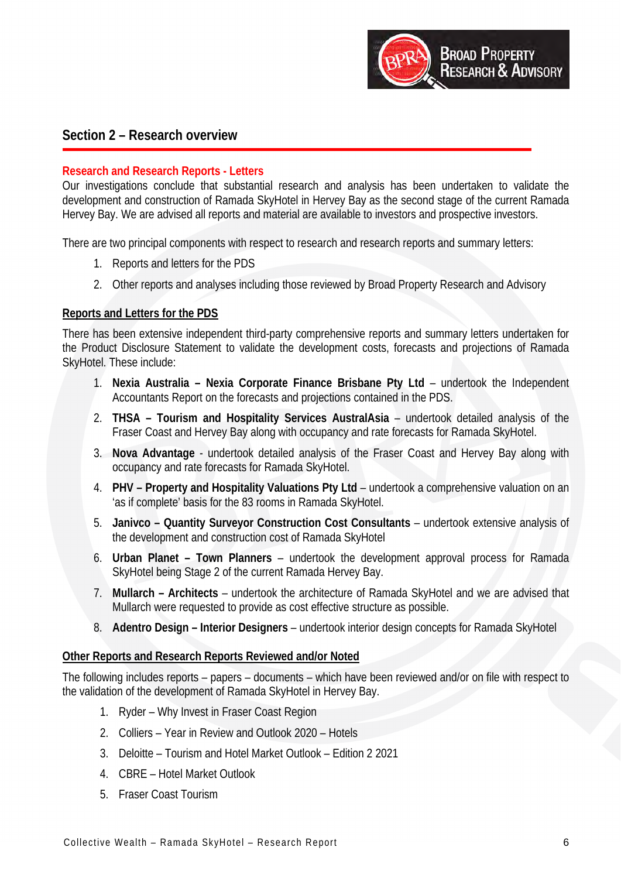## Section 2 – Research overview

### Research and Research Reports - Letters

Our investigations conclude that substantial research and analysis has been undertaken to validate the development and construction of Ramada SkyHotel in Hervey Bay as the second stage of the current Ramada Hervey Bay. We are advised all reports and material are available to investors and prospective investors.

There are two principal components with respect to research and research reports and summary letters:

1. Reports and letters for the PDS
2. Other reports and analyses including those reviewed by Broad Property Research and Advisory

**Reports and Letters for the PDS**

There has been extensive independent third-party comprehensive reports and summary letters undertaken for the Product Disclosure Statement to validate the development costs, forecasts and projections of Ramada SkyHotel. These include:

1. **Nexia Australia – Nexia Corporate Finance Brisbane Pty Ltd** – undertook the Independent Accountants Report on the forecasts and projections contained in the PDS.
2. **THSA – Tourism and Hospitality Services AustralAsia** – undertook detailed analysis of the Fraser Coast and Hervey Bay along with occupancy and rate forecasts for Ramada SkyHotel.
3. **Nova Advantage** - undertook detailed analysis of the Fraser Coast and Hervey Bay along with occupancy and rate forecasts for Ramada SkyHotel.
4. **PHV – Property and Hospitality Valuations Pty Ltd** – undertook a comprehensive valuation on an 'as if complete' basis for the 83 rooms in Ramada SkyHotel.
5. **Janivco – Quantity Surveyor Construction Cost Consultants** – undertook extensive analysis of the development and construction cost of Ramada SkyHotel
6. **Urban Planet – Town Planners** – undertook the development approval process for Ramada SkyHotel being Stage 2 of the current Ramada Hervey Bay.
7. **Mullarch – Architects** – undertook the architecture of Ramada SkyHotel and we are advised that Mullarch were requested to provide as cost effective structure as possible.
8. **Adentro Design – Interior Designers** – undertook interior design concepts for Ramada SkyHotel

**Other Reports and Research Reports Reviewed and/or Noted**

The following includes reports – papers – documents – which have been reviewed and/or on file with respect to the validation of the development of Ramada SkyHotel in Hervey Bay.

1. Ryder – Why Invest in Fraser Coast Region
2. Colliers – Year in Review and Outlook 2020 – Hotels
3. Deloitte – Tourism and Hotel Market Outlook – Edition 2 2021
4. CBRE – Hotel Market Outlook
5. Fraser Coast Tourism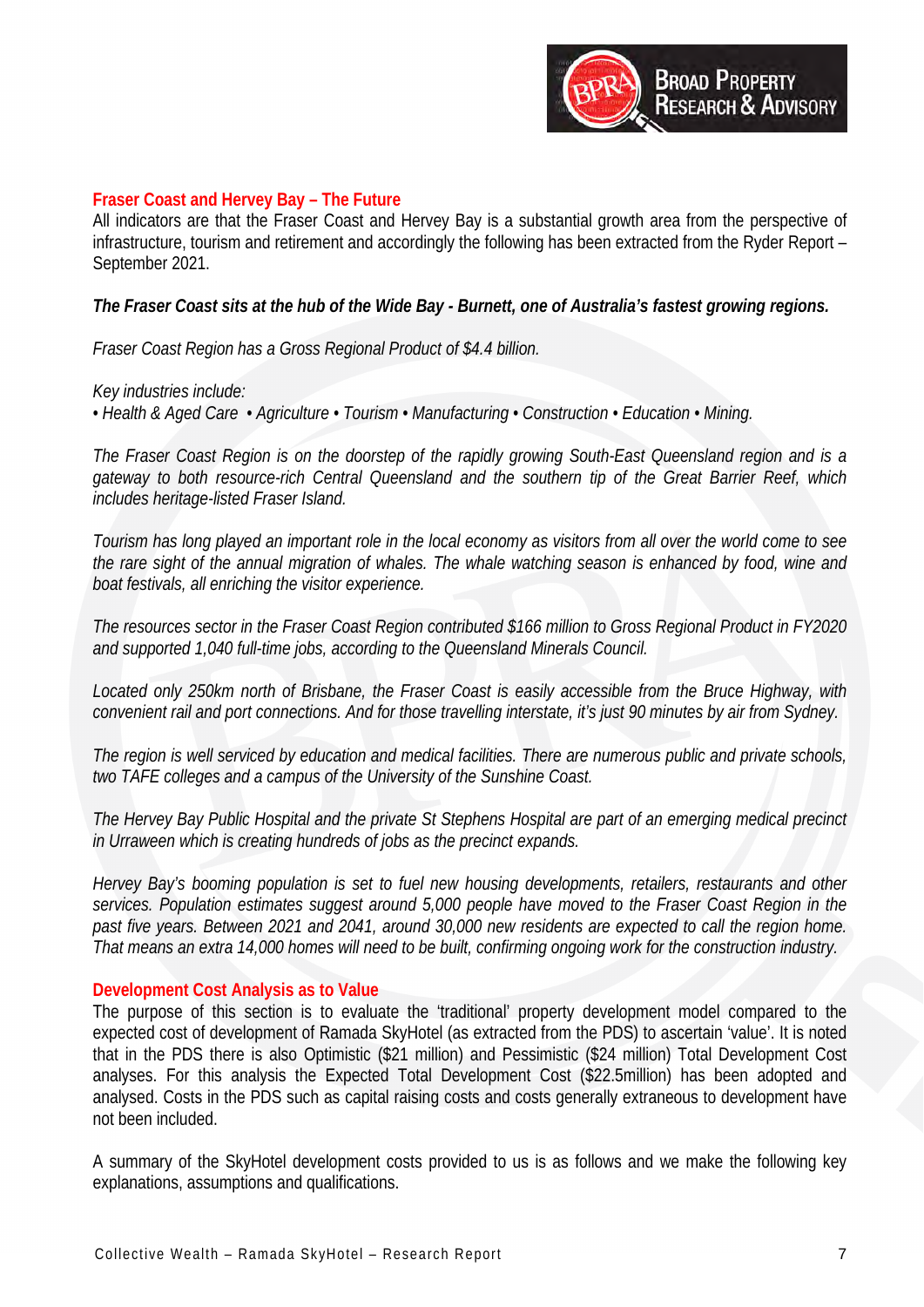## Fraser Coast and Hervey Bay – The Future

All indicators are that the Fraser Coast and Hervey Bay is a substantial growth area from the perspective of infrastructure, tourism and retirement and accordingly the following has been extracted from the Ryder Report – September 2021.

***The Fraser Coast sits at the hub of the Wide Bay - Burnett, one of Australia's fastest growing regions.***

*Fraser Coast Region has a Gross Regional Product of $4.4 billion.*

*Key industries include:*
*• Health & Aged Care • Agriculture • Tourism • Manufacturing • Construction • Education • Mining.*

*The Fraser Coast Region is on the doorstep of the rapidly growing South-East Queensland region and is a gateway to both resource-rich Central Queensland and the southern tip of the Great Barrier Reef, which includes heritage-listed Fraser Island.*

*Tourism has long played an important role in the local economy as visitors from all over the world come to see the rare sight of the annual migration of whales. The whale watching season is enhanced by food, wine and boat festivals, all enriching the visitor experience.*

*The resources sector in the Fraser Coast Region contributed $166 million to Gross Regional Product in FY2020 and supported 1,040 full-time jobs, according to the Queensland Minerals Council.*

*Located only 250km north of Brisbane, the Fraser Coast is easily accessible from the Bruce Highway, with convenient rail and port connections. And for those travelling interstate, it's just 90 minutes by air from Sydney.*

*The region is well serviced by education and medical facilities. There are numerous public and private schools, two TAFE colleges and a campus of the University of the Sunshine Coast.*

*The Hervey Bay Public Hospital and the private St Stephens Hospital are part of an emerging medical precinct in Urraween which is creating hundreds of jobs as the precinct expands.*

*Hervey Bay's booming population is set to fuel new housing developments, retailers, restaurants and other services. Population estimates suggest around 5,000 people have moved to the Fraser Coast Region in the past five years. Between 2021 and 2041, around 30,000 new residents are expected to call the region home. That means an extra 14,000 homes will need to be built, confirming ongoing work for the construction industry.*

## Development Cost Analysis as to Value

The purpose of this section is to evaluate the 'traditional' property development model compared to the expected cost of development of Ramada SkyHotel (as extracted from the PDS) to ascertain 'value'. It is noted that in the PDS there is also Optimistic ($21 million) and Pessimistic ($24 million) Total Development Cost analyses. For this analysis the Expected Total Development Cost ($22.5million) has been adopted and analysed. Costs in the PDS such as capital raising costs and costs generally extraneous to development have not been included.

A summary of the SkyHotel development costs provided to us is as follows and we make the following key explanations, assumptions and qualifications.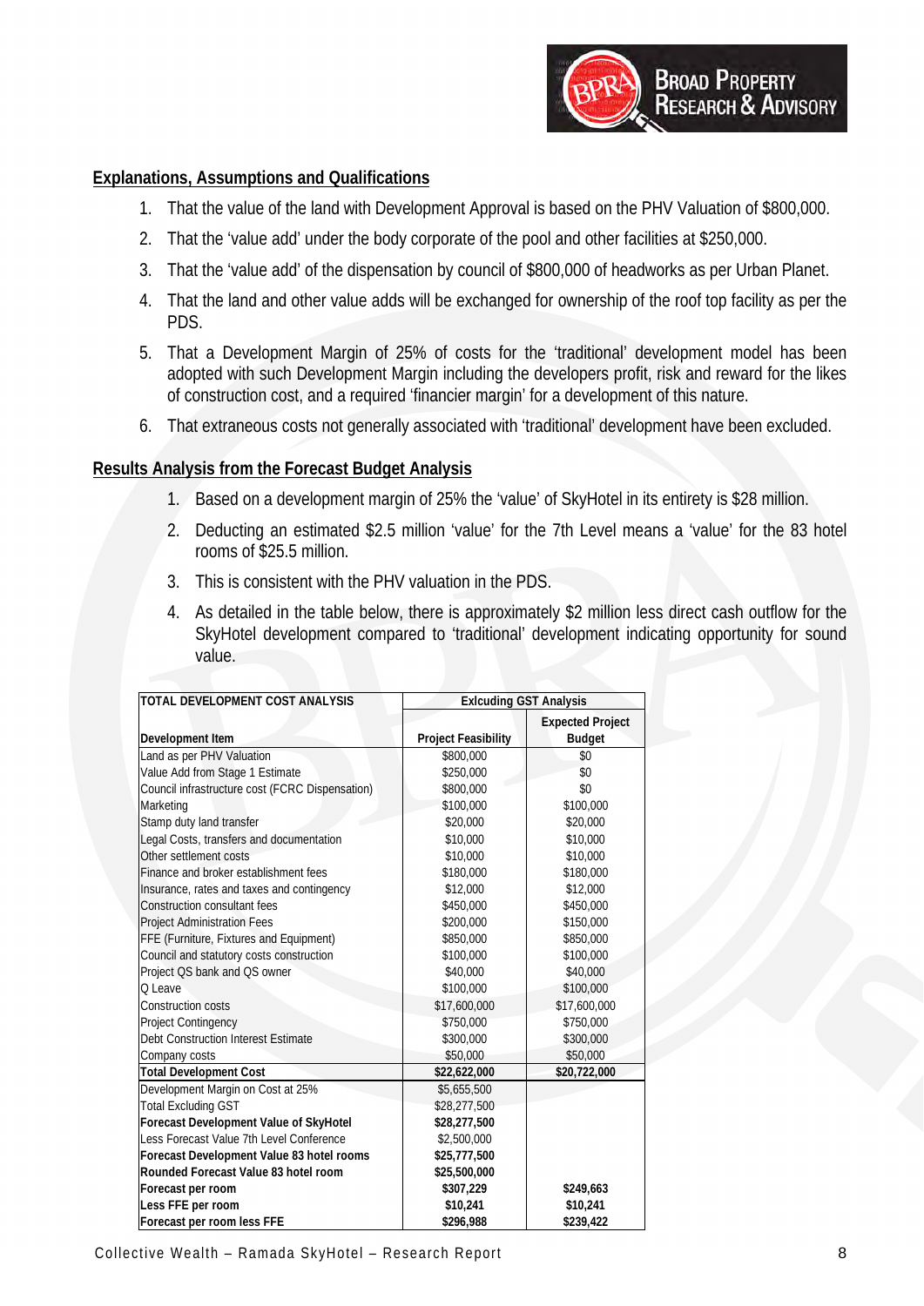## Explanations, Assumptions and Qualifications

1. That the value of the land with Development Approval is based on the PHV Valuation of $800,000.
2. That the 'value add' under the body corporate of the pool and other facilities at $250,000.
3. That the 'value add' of the dispensation by council of $800,000 of headworks as per Urban Planet.
4. That the land and other value adds will be exchanged for ownership of the roof top facility as per the PDS.
5. That a Development Margin of 25% of costs for the 'traditional' development model has been adopted with such Development Margin including the developers profit, risk and reward for the likes of construction cost, and a required 'financier margin' for a development of this nature.
6. That extraneous costs not generally associated with 'traditional' development have been excluded.

## Results Analysis from the Forecast Budget Analysis

1. Based on a development margin of 25% the 'value' of SkyHotel in its entirety is $28 million.
2. Deducting an estimated $2.5 million 'value' for the 7th Level means a 'value' for the 83 hotel rooms of $25.5 million.
3. This is consistent with the PHV valuation in the PDS.
4. As detailed in the table below, there is approximately $2 million less direct cash outflow for the SkyHotel development compared to 'traditional' development indicating opportunity for sound value.

| TOTAL DEVELOPMENT COST ANALYSIS | Exlcuding GST Analysis | |
|---|---|---|
| **Development Item** | **Project Feasibility** | **Expected Project Budget** |
| Land as per PHV Valuation | $800,000 | $0 |
| Value Add from Stage 1 Estimate | $250,000 | $0 |
| Council infrastructure cost (FCRC Dispensation) | $800,000 | $0 |
| Marketing | $100,000 | $100,000 |
| Stamp duty land transfer | $20,000 | $20,000 |
| Legal Costs, transfers and documentation | $10,000 | $10,000 |
| Other settlement costs | $10,000 | $10,000 |
| Finance and broker establishment fees | $180,000 | $180,000 |
| Insurance, rates and taxes and contingency | $12,000 | $12,000 |
| Construction consultant fees | $450,000 | $450,000 |
| Project Administration Fees | $200,000 | $150,000 |
| FFE (Furniture, Fixtures and Equipment) | $850,000 | $850,000 |
| Council and statutory costs construction | $100,000 | $100,000 |
| Project QS bank and QS owner | $40,000 | $40,000 |
| Q Leave | $100,000 | $100,000 |
| Construction costs | $17,600,000 | $17,600,000 |
| Project Contingency | $750,000 | $750,000 |
| Debt Construction Interest Estimate | $300,000 | $300,000 |
| Company costs | $50,000 | $50,000 |
| **Total Development Cost** | **$22,622,000** | **$20,722,000** |
| Development Margin on Cost at 25% | $5,655,500 | |
| Total Excluding GST | $28,277,500 | |
| **Forecast Development Value of SkyHotel** | **$28,277,500** | |
| Less Forecast Value 7th Level Conference | $2,500,000 | |
| **Forecast Development Value 83 hotel rooms** | **$25,777,500** | |
| **Rounded Forecast Value 83 hotel room** | **$25,500,000** | |
| **Forecast per room** | **$307,229** | **$249,663** |
| **Less FFE per room** | **$10,241** | **$10,241** |
| **Forecast per room less FFE** | **$296,988** | **$239,422** |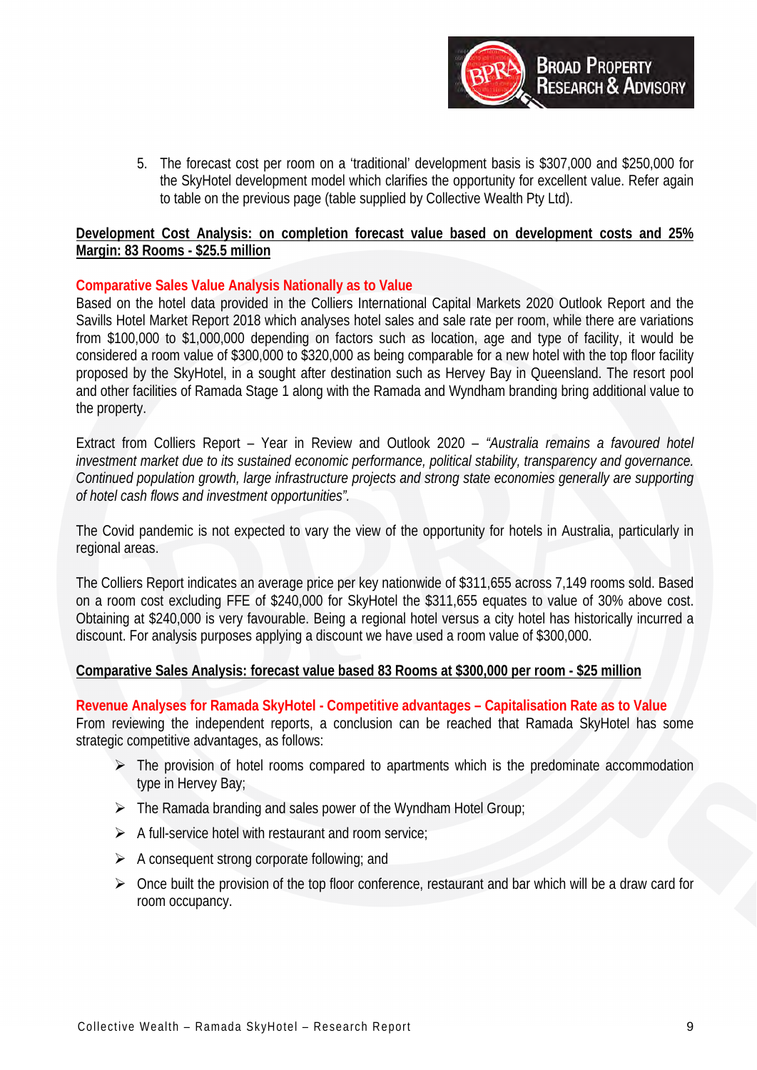5. The forecast cost per room on a 'traditional' development basis is $307,000 and $250,000 for the SkyHotel development model which clarifies the opportunity for excellent value. Refer again to table on the previous page (table supplied by Collective Wealth Pty Ltd).

**Development Cost Analysis: on completion forecast value based on development costs and 25% Margin: 83 Rooms - $25.5 million**

**Comparative Sales Value Analysis Nationally as to Value**

Based on the hotel data provided in the Colliers International Capital Markets 2020 Outlook Report and the Savills Hotel Market Report 2018 which analyses hotel sales and sale rate per room, while there are variations from $100,000 to $1,000,000 depending on factors such as location, age and type of facility, it would be considered a room value of $300,000 to $320,000 as being comparable for a new hotel with the top floor facility proposed by the SkyHotel, in a sought after destination such as Hervey Bay in Queensland. The resort pool and other facilities of Ramada Stage 1 along with the Ramada and Wyndham branding bring additional value to the property.

Extract from Colliers Report – Year in Review and Outlook 2020 – *"Australia remains a favoured hotel investment market due to its sustained economic performance, political stability, transparency and governance. Continued population growth, large infrastructure projects and strong state economies generally are supporting of hotel cash flows and investment opportunities".*

The Covid pandemic is not expected to vary the view of the opportunity for hotels in Australia, particularly in regional areas.

The Colliers Report indicates an average price per key nationwide of $311,655 across 7,149 rooms sold. Based on a room cost excluding FFE of $240,000 for SkyHotel the $311,655 equates to value of 30% above cost. Obtaining at $240,000 is very favourable. Being a regional hotel versus a city hotel has historically incurred a discount. For analysis purposes applying a discount we have used a room value of $300,000.

**Comparative Sales Analysis: forecast value based 83 Rooms at $300,000 per room - $25 million**

**Revenue Analyses for Ramada SkyHotel - Competitive advantages – Capitalisation Rate as to Value**

From reviewing the independent reports, a conclusion can be reached that Ramada SkyHotel has some strategic competitive advantages, as follows:

- The provision of hotel rooms compared to apartments which is the predominate accommodation type in Hervey Bay;
- The Ramada branding and sales power of the Wyndham Hotel Group;
- A full-service hotel with restaurant and room service;
- A consequent strong corporate following; and
- Once built the provision of the top floor conference, restaurant and bar which will be a draw card for room occupancy.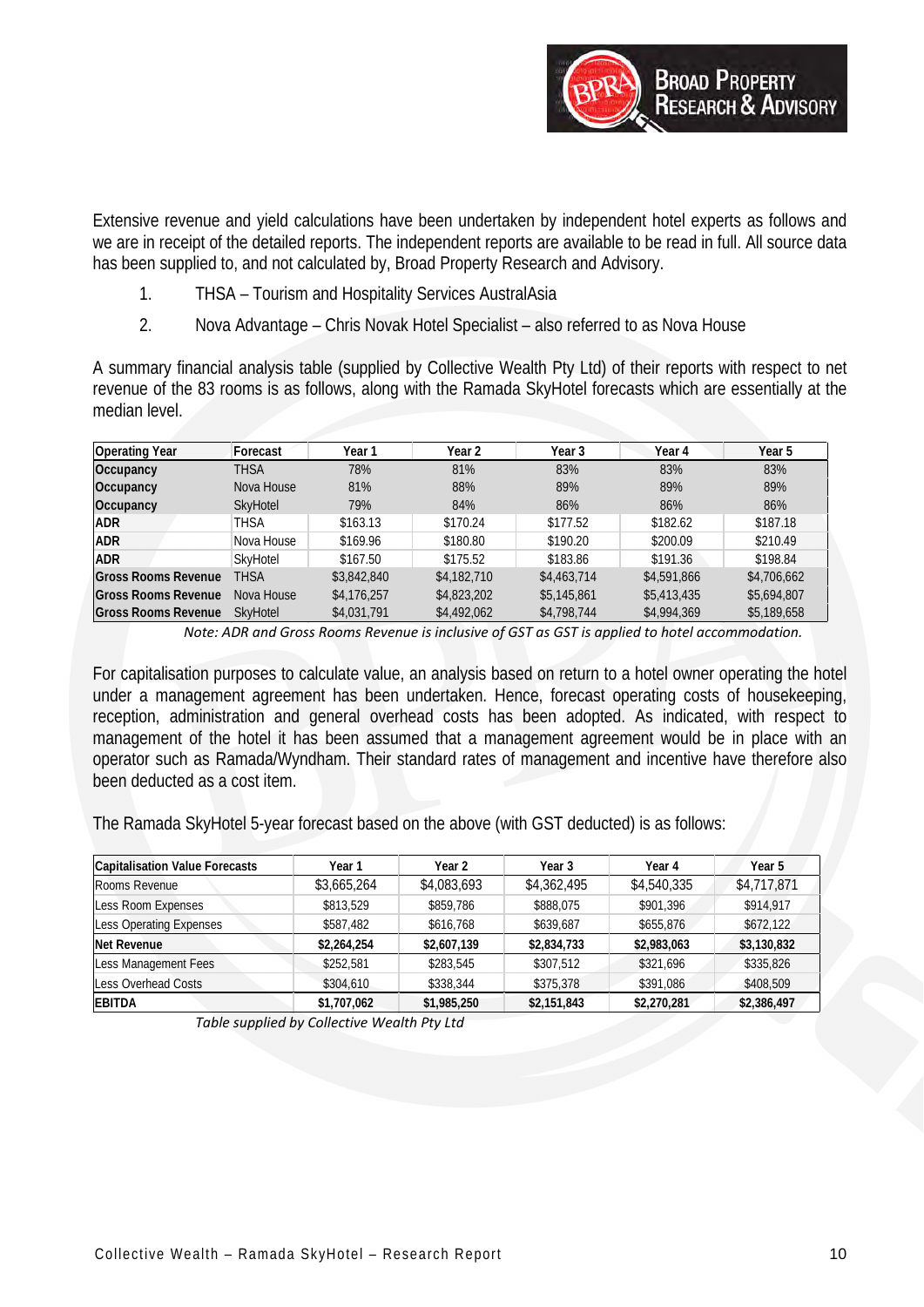Extensive revenue and yield calculations have been undertaken by independent hotel experts as follows and we are in receipt of the detailed reports. The independent reports are available to be read in full. All source data has been supplied to, and not calculated by, Broad Property Research and Advisory.

1. THSA – Tourism and Hospitality Services AustralAsia
2. Nova Advantage – Chris Novak Hotel Specialist – also referred to as Nova House

A summary financial analysis table (supplied by Collective Wealth Pty Ltd) of their reports with respect to net revenue of the 83 rooms is as follows, along with the Ramada SkyHotel forecasts which are essentially at the median level.

| Operating Year | Forecast | Year 1 | Year 2 | Year 3 | Year 4 | Year 5 |
|---|---|---|---|---|---|---|
| **Occupancy** | THSA | 78% | 81% | 83% | 83% | 83% |
| **Occupancy** | Nova House | 81% | 88% | 89% | 89% | 89% |
| **Occupancy** | SkyHotel | 79% | 84% | 86% | 86% | 86% |
| **ADR** | THSA | $163.13 | $170.24 | $177.52 | $182.62 | $187.18 |
| **ADR** | Nova House | $169.96 | $180.80 | $190.20 | $200.09 | $210.49 |
| **ADR** | SkyHotel | $167.50 | $175.52 | $183.86 | $191.36 | $198.84 |
| **Gross Rooms Revenue** | THSA | $3,842,840 | $4,182,710 | $4,463,714 | $4,591,866 | $4,706,662 |
| **Gross Rooms Revenue** | Nova House | $4,176,257 | $4,823,202 | $5,145,861 | $5,413,435 | $5,694,807 |
| **Gross Rooms Revenue** | SkyHotel | $4,031,791 | $4,492,062 | $4,798,744 | $4,994,369 | $5,189,658 |

*Note: ADR and Gross Rooms Revenue is inclusive of GST as GST is applied to hotel accommodation.*

For capitalisation purposes to calculate value, an analysis based on return to a hotel owner operating the hotel under a management agreement has been undertaken. Hence, forecast operating costs of housekeeping, reception, administration and general overhead costs has been adopted. As indicated, with respect to management of the hotel it has been assumed that a management agreement would be in place with an operator such as Ramada/Wyndham. Their standard rates of management and incentive have therefore also been deducted as a cost item.

The Ramada SkyHotel 5-year forecast based on the above (with GST deducted) is as follows:

| Capitalisation Value Forecasts | Year 1 | Year 2 | Year 3 | Year 4 | Year 5 |
|---|---|---|---|---|---|
| Rooms Revenue | $3,665,264 | $4,083,693 | $4,362,495 | $4,540,335 | $4,717,871 |
| Less Room Expenses | $813,529 | $859,786 | $888,075 | $901,396 | $914,917 |
| Less Operating Expenses | $587,482 | $616,768 | $639,687 | $655,876 | $672,122 |
| **Net Revenue** | **$2,264,254** | **$2,607,139** | **$2,834,733** | **$2,983,063** | **$3,130,832** |
| Less Management Fees | $252,581 | $283,545 | $307,512 | $321,696 | $335,826 |
| Less Overhead Costs | $304,610 | $338,344 | $375,378 | $391,086 | $408,509 |
| **EBITDA** | **$1,707,062** | **$1,985,250** | **$2,151,843** | **$2,270,281** | **$2,386,497** |

*Table supplied by Collective Wealth Pty Ltd*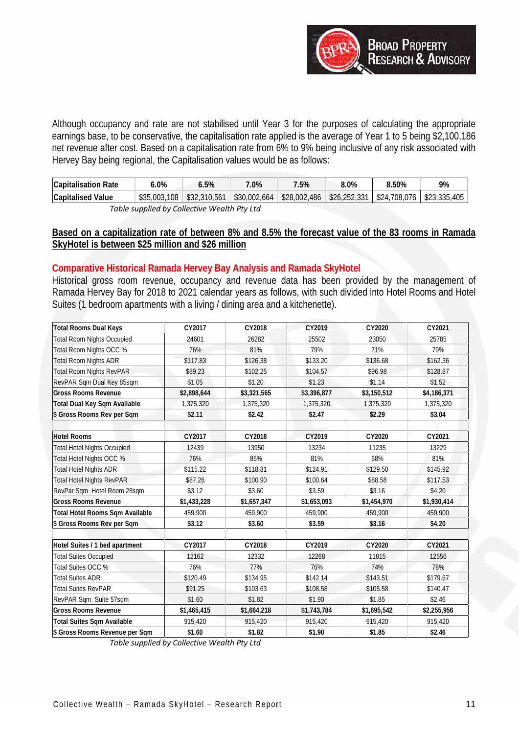Although occupancy and rate are not stabilised until Year 3 for the purposes of calculating the appropriate earnings base, to be conservative, the capitalisation rate applied is the average of Year 1 to 5 being $2,100,186 net revenue after cost. Based on a capitalisation rate from 6% to 9% being inclusive of any risk associated with Hervey Bay being regional, the Capitalisation values would be as follows:

| Capitalisation Rate | 6.0% | 6.5% | 7.0% | 7.5% | 8.0% | 8.50% | 9% |
|---|---|---|---|---|---|---|---|
| Capitalised Value | $35,003,108 | $32,310,561 | $30,002,664 | $28,002,486 | $26,252,331 | $24,708,076 | $23,335,405 |

*Table supplied by Collective Wealth Pty Ltd*

**Based on a capitalization rate of between 8% and 8.5% the forecast value of the 83 rooms in Ramada SkyHotel is between $25 million and $26 million**

## Comparative Historical Ramada Hervey Bay Analysis and Ramada SkyHotel

Historical gross room revenue, occupancy and revenue data has been provided by the management of Ramada Hervey Bay for 2018 to 2021 calendar years as follows, with such divided into Hotel Rooms and Hotel Suites (1 bedroom apartments with a living / dining area and a kitchenette).

| **Total Rooms Dual Keys** | **CY2017** | **CY2018** | **CY2019** | **CY2020** | **CY2021** |
|---|---|---|---|---|---|
| Total Room Nights Occupied | 24601 | 26282 | 25502 | 23050 | 25785 |
| Total Room Nights OCC % | 76% | 81% | 79% | 71% | 79% |
| Total Room Nights ADR | $117.83 | $126.38 | $133.20 | $136.68 | $162.36 |
| Total Room Nights RevPAR | $89.23 | $102.25 | $104.57 | $96.98 | $128.87 |
| RevPAR Sqm Dual Key 85sqm | $1.05 | $1.20 | $1.23 | $1.14 | $1.52 |
| **Gross Rooms Revenue** | **$2,898,644** | **$3,321,565** | **$3,396,877** | **$3,150,512** | **$4,186,371** |
| **Total Dual Key Sqm Available** | 1,375,320 | 1,375,320 | 1,375,320 | 1,375,320 | 1,375,320 |
| **$ Gross Rooms Rev per Sqm** | **$2.11** | **$2.42** | **$2.47** | **$2.29** | **$3.04** |
| | | | | | |
| **Hotel Rooms** | **CY2017** | **CY2018** | **CY2019** | **CY2020** | **CY2021** |
| Total Hotel Nights Occupied | 12439 | 13950 | 13234 | 11235 | 13229 |
| Total Hotel Nights OCC % | 76% | 85% | 81% | 68% | 81% |
| Total Hotel Nights ADR | $115.22 | $118.81 | $124.91 | $129.50 | $145.92 |
| Total Hotel Nights RevPAR | $87.26 | $100.90 | $100.64 | $88.58 | $117.53 |
| RevPar Sqm Hotel Room 28sqm | $3.12 | $3.60 | $3.59 | $3.16 | $4.20 |
| **Gross Rooms Revenue** | **$1,433,228** | **$1,657,347** | **$1,653,093** | **$1,454,970** | **$1,930,414** |
| **Total Hotel Rooms Sqm Available** | 459,900 | 459,900 | 459,900 | 459,900 | 459,900 |
| **$ Gross Rooms Rev per Sqm** | **$3.12** | **$3.60** | **$3.59** | **$3.16** | **$4.20** |
| | | | | | |
| **Hotel Suites / 1 bed apartment** | **CY2017** | **CY2018** | **CY2019** | **CY2020** | **CY2021** |
| Total Suites Occupied | 12162 | 12332 | 12268 | 11815 | 12556 |
| Total Suites OCC % | 76% | 77% | 76% | 74% | 78% |
| Total Suites ADR | $120.49 | $134.95 | $142.14 | $143.51 | $179.67 |
| Total Suites RevPAR | $91.25 | $103.63 | $108.58 | $105.58 | $140.47 |
| RevPAR Sqm Suite 57sqm | $1.60 | $1.82 | $1.90 | $1.85 | $2.46 |
| **Gross Rooms Revenue** | **$1,465,415** | **$1,664,218** | **$1,743,784** | **$1,695,542** | **$2,255,956** |
| **Total Suites Sqm Available** | 915,420 | 915,420 | 915,420 | 915,420 | 915,420 |
| **$ Gross Rooms Revenue per Sqm** | **$1.60** | **$1.82** | **$1.90** | **$1.85** | **$2.46** |

*Table supplied by Collective Wealth Pty Ltd*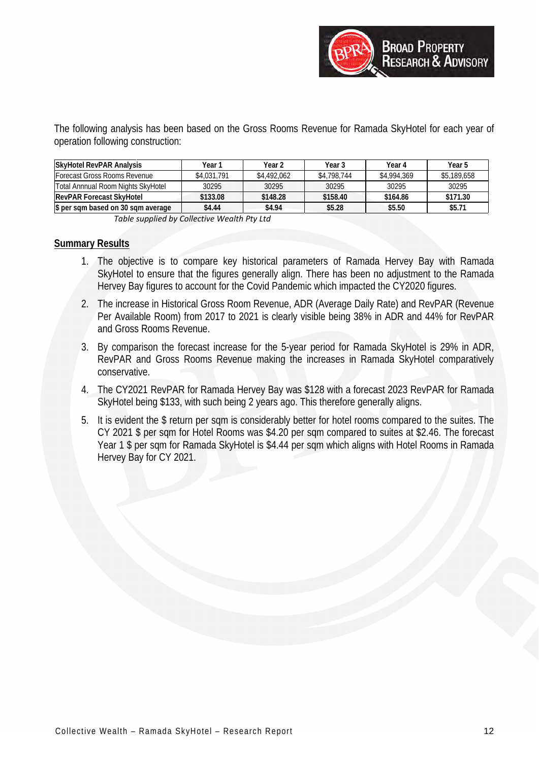The following analysis has been based on the Gross Rooms Revenue for Ramada SkyHotel for each year of operation following construction:

| SkyHotel RevPAR Analysis | Year 1 | Year 2 | Year 3 | Year 4 | Year 5 |
|---|---|---|---|---|---|
| Forecast Gross Rooms Revenue | $4,031,791 | $4,492,062 | $4,798,744 | $4,994,369 | $5,189,658 |
| Total Annnual Room Nights SkyHotel | 30295 | 30295 | 30295 | 30295 | 30295 |
| **RevPAR Forecast SkyHotel** | **$133.08** | **$148.28** | **$158.40** | **$164.86** | **$171.30** |
| **$ per sqm based on 30 sqm average** | **$4.44** | **$4.94** | **$5.28** | **$5.50** | **$5.71** |

*Table supplied by Collective Wealth Pty Ltd*

**Summary Results**

1. The objective is to compare key historical parameters of Ramada Hervey Bay with Ramada SkyHotel to ensure that the figures generally align. There has been no adjustment to the Ramada Hervey Bay figures to account for the Covid Pandemic which impacted the CY2020 figures.
2. The increase in Historical Gross Room Revenue, ADR (Average Daily Rate) and RevPAR (Revenue Per Available Room) from 2017 to 2021 is clearly visible being 38% in ADR and 44% for RevPAR and Gross Rooms Revenue.
3. By comparison the forecast increase for the 5-year period for Ramada SkyHotel is 29% in ADR, RevPAR and Gross Rooms Revenue making the increases in Ramada SkyHotel comparatively conservative.
4. The CY2021 RevPAR for Ramada Hervey Bay was $128 with a forecast 2023 RevPAR for Ramada SkyHotel being $133, with such being 2 years ago. This therefore generally aligns.
5. It is evident the $ return per sqm is considerably better for hotel rooms compared to the suites. The CY 2021 $ per sqm for Hotel Rooms was $4.20 per sqm compared to suites at $2.46. The forecast Year 1 $ per sqm for Ramada SkyHotel is $4.44 per sqm which aligns with Hotel Rooms in Ramada Hervey Bay for CY 2021.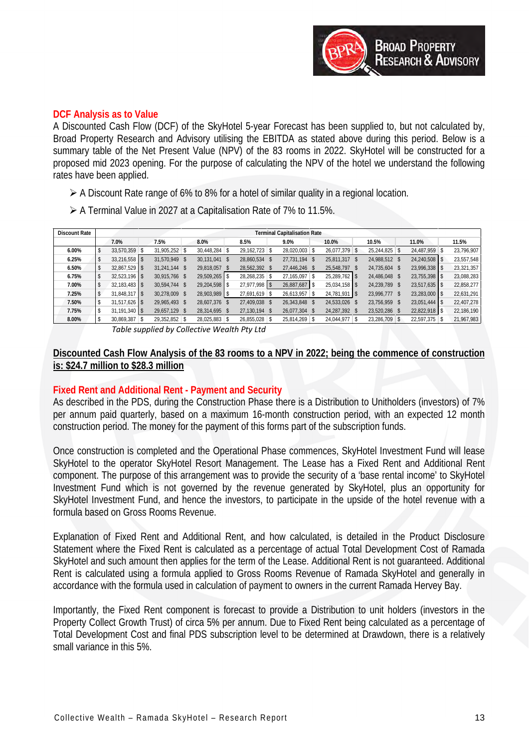## DCF Analysis as to Value

A Discounted Cash Flow (DCF) of the SkyHotel 5-year Forecast has been supplied to, but not calculated by, Broad Property Research and Advisory utilising the EBITDA as stated above during this period. Below is a summary table of the Net Present Value (NPV) of the 83 rooms in 2022. SkyHotel will be constructed for a proposed mid 2023 opening. For the purpose of calculating the NPV of the hotel we understand the following rates have been applied.

- A Discount Rate range of 6% to 8% for a hotel of similar quality in a regional location.
- A Terminal Value in 2027 at a Capitalisation Rate of 7% to 11.5%.

| Discount Rate | Terminal Capitalisation Rate | | | | | | | | | |
|---|---|---|---|---|---|---|---|---|---|---|
| | 7.0% | 7.5% | 8.0% | 8.5% | 9.0% | 10.0% | 10.5% | 11.0% | 11.5% |
| 6.00% | $ 33,570,359 | $ 31,905,252 | $ 30,448,284 | $ 29,162,723 | $ 28,020,003 | $ 26,077,379 | $ 25,244,825 | $ 24,487,959 | $ 23,796,907 |
| 6.25% | $ 33,216,558 | $ 31,570,949 | $ 30,131,041 | $ 28,860,534 | $ 27,731,194 | $ 25,811,317 | $ 24,988,512 | $ 24,240,508 | $ 23,557,548 |
| 6.50% | $ 32,867,529 | $ 31,241,144 | $ 29,818,057 | $ 28,562,392 | $ 27,446,246 | $ 25,548,797 | $ 24,735,604 | $ 23,996,338 | $ 23,321,357 |
| 6.75% | $ 32,523,196 | $ 30,915,766 | $ 29,509,265 | $ 28,268,235 | $ 27,165,097 | $ 25,289,762 | $ 24,486,048 | $ 23,755,398 | $ 23,088,283 |
| 7.00% | $ 32,183,483 | $ 30,594,744 | $ 29,204,598 | $ 27,977,998 | $ 26,887,687 | $ 25,034,158 | $ 24,239,789 | $ 23,517,635 | $ 22,858,277 |
| 7.25% | $ 31,848,317 | $ 30,278,009 | $ 28,903,989 | $ 27,691,619 | $ 26,613,957 | $ 24,781,931 | $ 23,996,777 | $ 23,283,000 | $ 22,631,291 |
| 7.50% | $ 31,517,626 | $ 29,965,493 | $ 28,607,376 | $ 27,409,038 | $ 26,343,848 | $ 24,533,026 | $ 23,756,959 | $ 23,051,444 | $ 22,407,278 |
| 7.75% | $ 31,191,340 | $ 29,657,129 | $ 28,314,695 | $ 27,130,194 | $ 26,077,304 | $ 24,287,392 | $ 23,520,286 | $ 22,822,918 | $ 22,186,190 |
| 8.00% | $ 30,869,387 | $ 29,352,852 | $ 28,025,883 | $ 26,855,028 | $ 25,814,269 | $ 24,044,977 | $ 23,286,709 | $ 22,597,375 | $ 21,967,983 |

*Table supplied by Collective Wealth Pty Ltd*

**Discounted Cash Flow Analysis of the 83 rooms to a NPV in 2022; being the commence of construction is: $24.7 million to $28.3 million**

## Fixed Rent and Additional Rent - Payment and Security

As described in the PDS, during the Construction Phase there is a Distribution to Unitholders (investors) of 7% per annum paid quarterly, based on a maximum 16-month construction period, with an expected 12 month construction period. The money for the payment of this forms part of the subscription funds.

Once construction is completed and the Operational Phase commences, SkyHotel Investment Fund will lease SkyHotel to the operator SkyHotel Resort Management. The Lease has a Fixed Rent and Additional Rent component. The purpose of this arrangement was to provide the security of a 'base rental income' to SkyHotel Investment Fund which is not governed by the revenue generated by SkyHotel, plus an opportunity for SkyHotel Investment Fund, and hence the investors, to participate in the upside of the hotel revenue with a formula based on Gross Rooms Revenue.

Explanation of Fixed Rent and Additional Rent, and how calculated, is detailed in the Product Disclosure Statement where the Fixed Rent is calculated as a percentage of actual Total Development Cost of Ramada SkyHotel and such amount then applies for the term of the Lease. Additional Rent is not guaranteed. Additional Rent is calculated using a formula applied to Gross Rooms Revenue of Ramada SkyHotel and generally in accordance with the formula used in calculation of payment to owners in the current Ramada Hervey Bay.

Importantly, the Fixed Rent component is forecast to provide a Distribution to unit holders (investors in the Property Collect Growth Trust) of circa 5% per annum. Due to Fixed Rent being calculated as a percentage of Total Development Cost and final PDS subscription level to be determined at Drawdown, there is a relatively small variance in this 5%.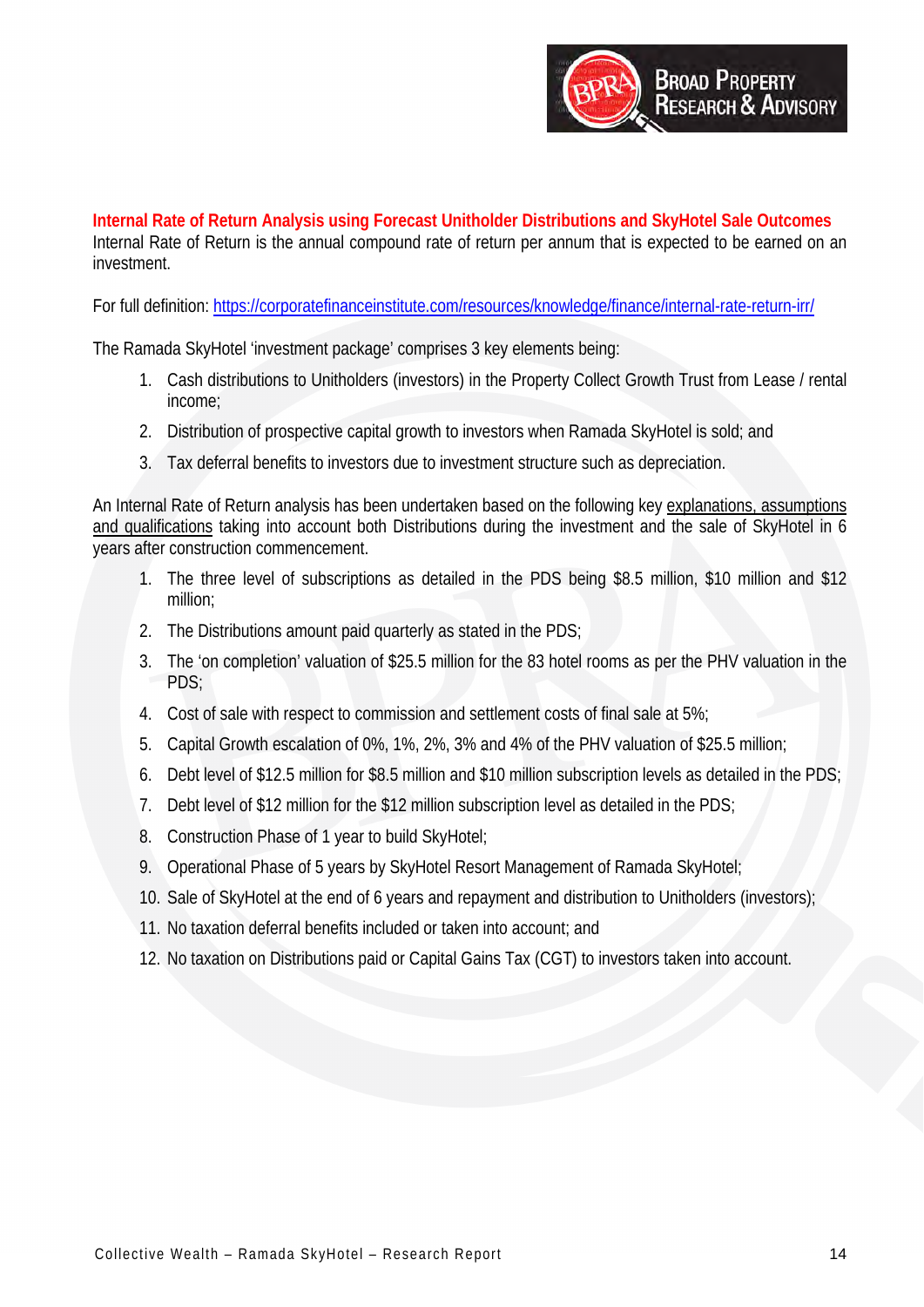## Internal Rate of Return Analysis using Forecast Unitholder Distributions and SkyHotel Sale Outcomes

Internal Rate of Return is the annual compound rate of return per annum that is expected to be earned on an investment.

For full definition: [https://corporatefinanceinstitute.com/resources/knowledge/finance/internal-rate-return-irr/](https://corporatefinanceinstitute.com/resources/knowledge/finance/internal-rate-return-irr/)

The Ramada SkyHotel 'investment package' comprises 3 key elements being:

1. Cash distributions to Unitholders (investors) in the Property Collect Growth Trust from Lease / rental income;
2. Distribution of prospective capital growth to investors when Ramada SkyHotel is sold; and
3. Tax deferral benefits to investors due to investment structure such as depreciation.

An Internal Rate of Return analysis has been undertaken based on the following key explanations, assumptions and qualifications taking into account both Distributions during the investment and the sale of SkyHotel in 6 years after construction commencement.

1. The three level of subscriptions as detailed in the PDS being $8.5 million, $10 million and $12 million;
2. The Distributions amount paid quarterly as stated in the PDS;
3. The 'on completion' valuation of $25.5 million for the 83 hotel rooms as per the PHV valuation in the PDS;
4. Cost of sale with respect to commission and settlement costs of final sale at 5%;
5. Capital Growth escalation of 0%, 1%, 2%, 3% and 4% of the PHV valuation of $25.5 million;
6. Debt level of $12.5 million for $8.5 million and $10 million subscription levels as detailed in the PDS;
7. Debt level of $12 million for the $12 million subscription level as detailed in the PDS;
8. Construction Phase of 1 year to build SkyHotel;
9. Operational Phase of 5 years by SkyHotel Resort Management of Ramada SkyHotel;
10. Sale of SkyHotel at the end of 6 years and repayment and distribution to Unitholders (investors);
11. No taxation deferral benefits included or taken into account; and
12. No taxation on Distributions paid or Capital Gains Tax (CGT) to investors taken into account.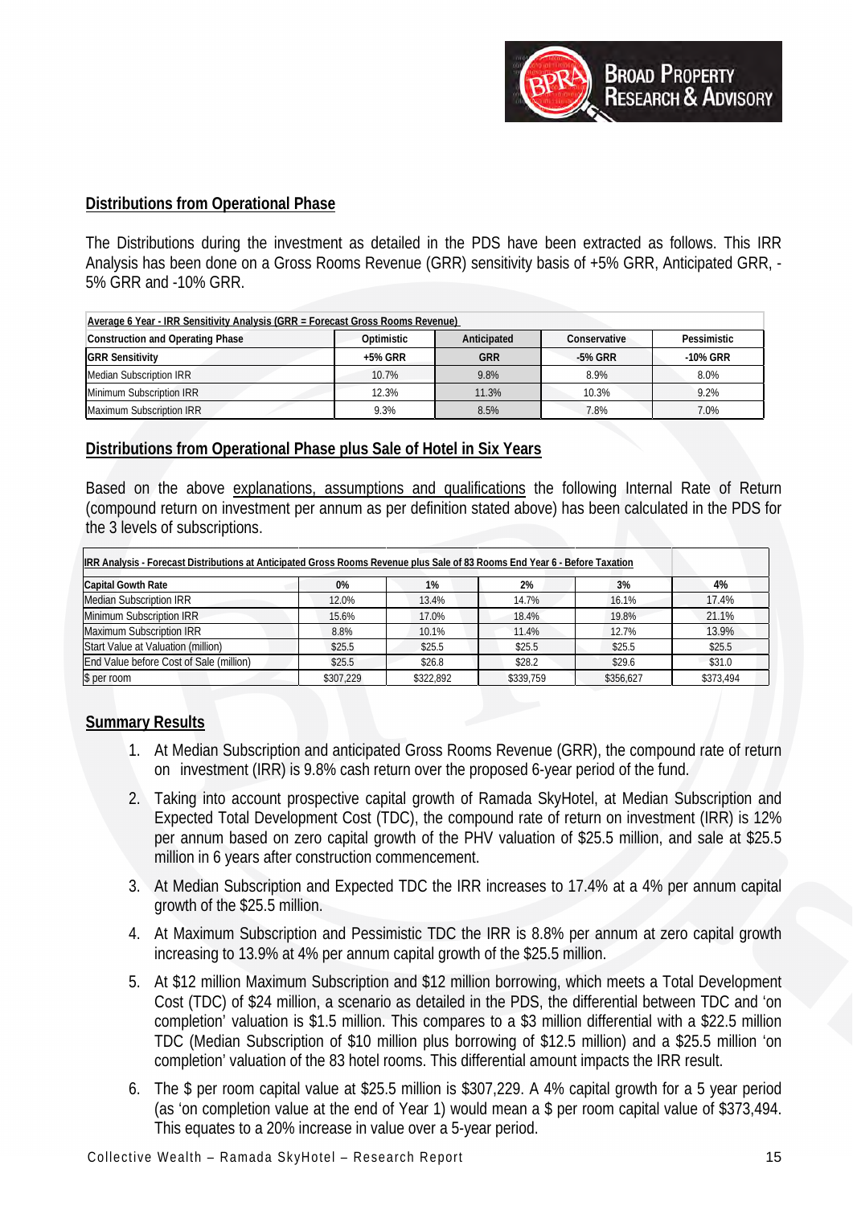## Distributions from Operational Phase

The Distributions during the investment as detailed in the PDS have been extracted as follows. This IRR Analysis has been done on a Gross Rooms Revenue (GRR) sensitivity basis of +5% GRR, Anticipated GRR, -5% GRR and -10% GRR.

| Average 6 Year - IRR Sensitivity Analysis (GRR = Forecast Gross Rooms Revenue) | | | | |
|---|---|---|---|---|
| **Construction and Operating Phase** | **Optimistic** | **Anticipated** | **Conservative** | **Pessimistic** |
| **GRR Sensitivity** | **+5% GRR** | **GRR** | **-5% GRR** | **-10% GRR** |
| Median Subscription IRR | 10.7% | 9.8% | 8.9% | 8.0% |
| Minimum Subscription IRR | 12.3% | 11.3% | 10.3% | 9.2% |
| Maximum Subscription IRR | 9.3% | 8.5% | 7.8% | 7.0% |

## Distributions from Operational Phase plus Sale of Hotel in Six Years

Based on the above explanations, assumptions and qualifications the following Internal Rate of Return (compound return on investment per annum as per definition stated above) has been calculated in the PDS for the 3 levels of subscriptions.

| IRR Analysis - Forecast Distributions at Anticipated Gross Rooms Revenue plus Sale of 83 Rooms End Year 6 - Before Taxation | | | | | |
|---|---|---|---|---|---|
| **Capital Gowth Rate** | **0%** | **1%** | **2%** | **3%** | **4%** |
| Median Subscription IRR | 12.0% | 13.4% | 14.7% | 16.1% | 17.4% |
| Minimum Subscription IRR | 15.6% | 17.0% | 18.4% | 19.8% | 21.1% |
| Maximum Subscription IRR | 8.8% | 10.1% | 11.4% | 12.7% | 13.9% |
| Start Value at Valuation (million) | $25.5 | $25.5 | $25.5 | $25.5 | $25.5 |
| End Value before Cost of Sale (million) | $25.5 | $26.8 | $28.2 | $29.6 | $31.0 |
| $ per room | $307,229 | $322,892 | $339,759 | $356,627 | $373,494 |

## Summary Results

1. At Median Subscription and anticipated Gross Rooms Revenue (GRR), the compound rate of return on investment (IRR) is 9.8% cash return over the proposed 6-year period of the fund.
2. Taking into account prospective capital growth of Ramada SkyHotel, at Median Subscription and Expected Total Development Cost (TDC), the compound rate of return on investment (IRR) is 12% per annum based on zero capital growth of the PHV valuation of $25.5 million, and sale at $25.5 million in 6 years after construction commencement.
3. At Median Subscription and Expected TDC the IRR increases to 17.4% at a 4% per annum capital growth of the $25.5 million.
4. At Maximum Subscription and Pessimistic TDC the IRR is 8.8% per annum at zero capital growth increasing to 13.9% at 4% per annum capital growth of the $25.5 million.
5. At $12 million Maximum Subscription and $12 million borrowing, which meets a Total Development Cost (TDC) of $24 million, a scenario as detailed in the PDS, the differential between TDC and 'on completion' valuation is $1.5 million. This compares to a $3 million differential with a $22.5 million TDC (Median Subscription of $10 million plus borrowing of $12.5 million) and a $25.5 million 'on completion' valuation of the 83 hotel rooms. This differential amount impacts the IRR result.
6. The $ per room capital value at $25.5 million is $307,229. A 4% capital growth for a 5 year period (as 'on completion value at the end of Year 1) would mean a $ per room capital value of $373,494. This equates to a 20% increase in value over a 5-year period.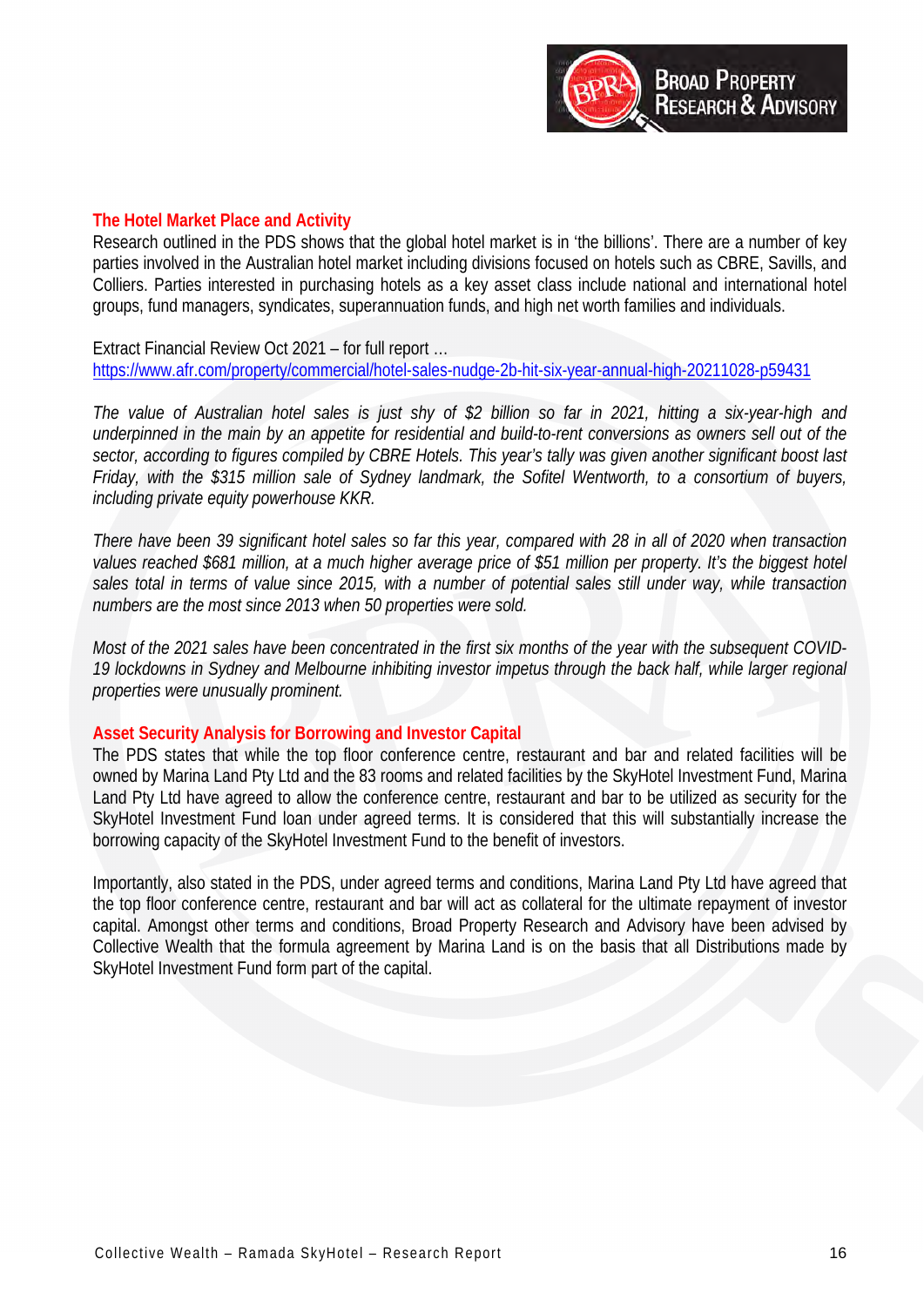## The Hotel Market Place and Activity

Research outlined in the PDS shows that the global hotel market is in 'the billions'. There are a number of key parties involved in the Australian hotel market including divisions focused on hotels such as CBRE, Savills, and Colliers. Parties interested in purchasing hotels as a key asset class include national and international hotel groups, fund managers, syndicates, superannuation funds, and high net worth families and individuals.

Extract Financial Review Oct 2021 – for full report …
https://www.afr.com/property/commercial/hotel-sales-nudge-2b-hit-six-year-annual-high-20211028-p59431

*The value of Australian hotel sales is just shy of $2 billion so far in 2021, hitting a six-year-high and underpinned in the main by an appetite for residential and build-to-rent conversions as owners sell out of the sector, according to figures compiled by CBRE Hotels. This year's tally was given another significant boost last Friday, with the $315 million sale of Sydney landmark, the Sofitel Wentworth, to a consortium of buyers, including private equity powerhouse KKR.*

*There have been 39 significant hotel sales so far this year, compared with 28 in all of 2020 when transaction values reached $681 million, at a much higher average price of $51 million per property. It's the biggest hotel sales total in terms of value since 2015, with a number of potential sales still under way, while transaction numbers are the most since 2013 when 50 properties were sold.*

*Most of the 2021 sales have been concentrated in the first six months of the year with the subsequent COVID-19 lockdowns in Sydney and Melbourne inhibiting investor impetus through the back half, while larger regional properties were unusually prominent.*

## Asset Security Analysis for Borrowing and Investor Capital

The PDS states that while the top floor conference centre, restaurant and bar and related facilities will be owned by Marina Land Pty Ltd and the 83 rooms and related facilities by the SkyHotel Investment Fund, Marina Land Pty Ltd have agreed to allow the conference centre, restaurant and bar to be utilized as security for the SkyHotel Investment Fund loan under agreed terms. It is considered that this will substantially increase the borrowing capacity of the SkyHotel Investment Fund to the benefit of investors.

Importantly, also stated in the PDS, under agreed terms and conditions, Marina Land Pty Ltd have agreed that the top floor conference centre, restaurant and bar will act as collateral for the ultimate repayment of investor capital. Amongst other terms and conditions, Broad Property Research and Advisory have been advised by Collective Wealth that the formula agreement by Marina Land is on the basis that all Distributions made by SkyHotel Investment Fund form part of the capital.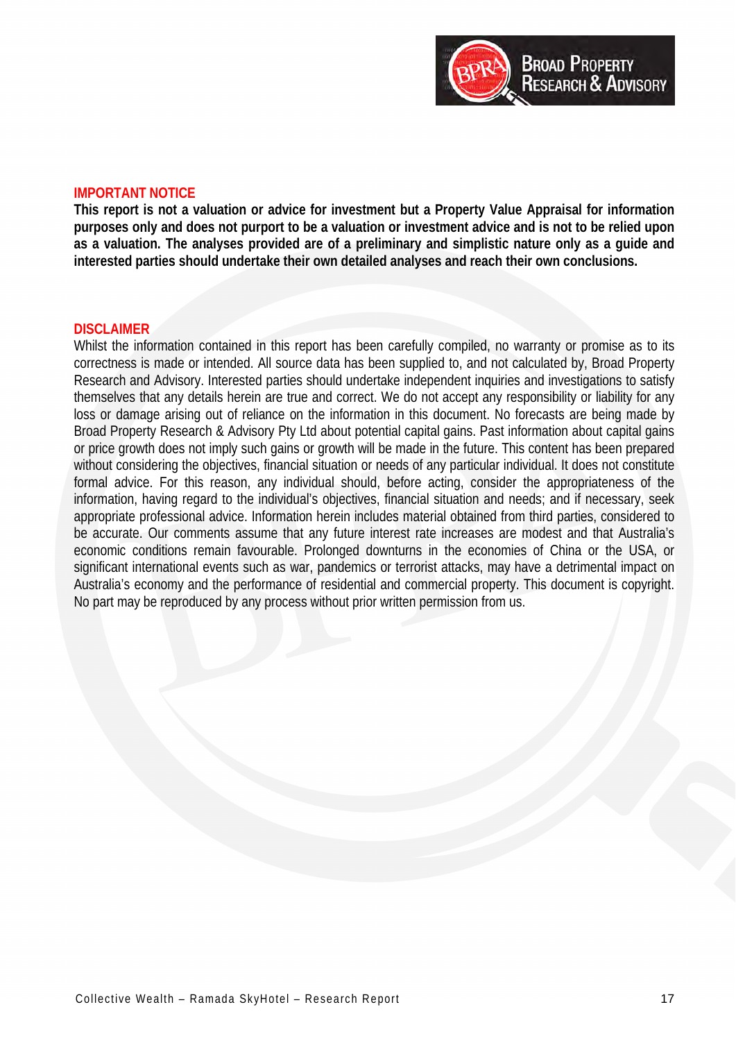## IMPORTANT NOTICE

**This report is not a valuation or advice for investment but a Property Value Appraisal for information purposes only and does not purport to be a valuation or investment advice and is not to be relied upon as a valuation. The analyses provided are of a preliminary and simplistic nature only as a guide and interested parties should undertake their own detailed analyses and reach their own conclusions.**

## DISCLAIMER

Whilst the information contained in this report has been carefully compiled, no warranty or promise as to its correctness is made or intended. All source data has been supplied to, and not calculated by, Broad Property Research and Advisory. Interested parties should undertake independent inquiries and investigations to satisfy themselves that any details herein are true and correct. We do not accept any responsibility or liability for any loss or damage arising out of reliance on the information in this document. No forecasts are being made by Broad Property Research & Advisory Pty Ltd about potential capital gains. Past information about capital gains or price growth does not imply such gains or growth will be made in the future. This content has been prepared without considering the objectives, financial situation or needs of any particular individual. It does not constitute formal advice. For this reason, any individual should, before acting, consider the appropriateness of the information, having regard to the individual's objectives, financial situation and needs; and if necessary, seek appropriate professional advice. Information herein includes material obtained from third parties, considered to be accurate. Our comments assume that any future interest rate increases are modest and that Australia's economic conditions remain favourable. Prolonged downturns in the economies of China or the USA, or significant international events such as war, pandemics or terrorist attacks, may have a detrimental impact on Australia's economy and the performance of residential and commercial property. This document is copyright. No part may be reproduced by any process without prior written permission from us.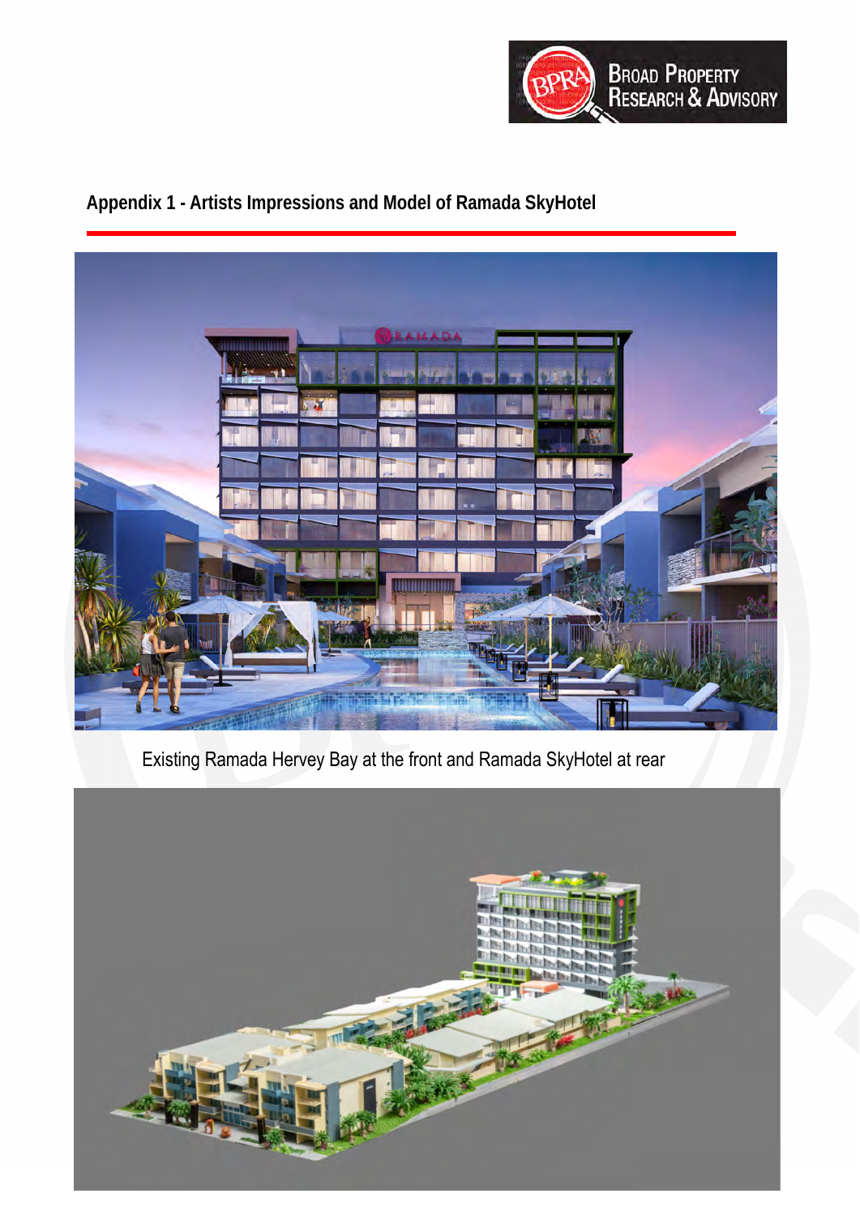## Appendix 1 - Artists Impressions and Model of Ramada SkyHotel

Existing Ramada Hervey Bay at the front and Ramada SkyHotel at rear